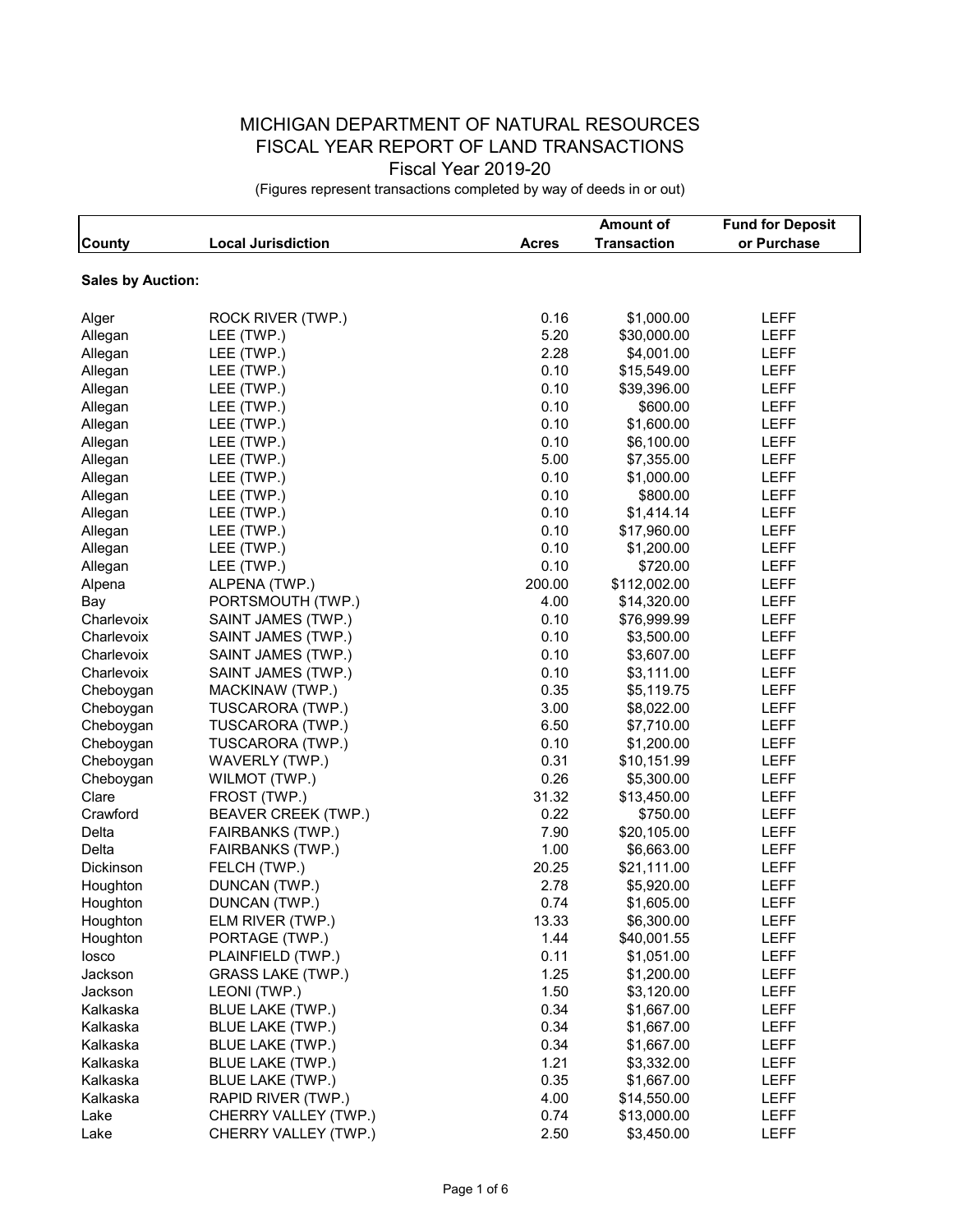# MICHIGAN DEPARTMENT OF NATURAL RESOURCES
## FISCAL YEAR REPORT OF LAND TRANSACTIONS
### Fiscal Year 2019-20

(Figures represent transactions completed by way of deeds in or out)

| County | Local Jurisdiction | Acres | Amount of Transaction | Fund for Deposit or Purchase |
|---|---|---|---|---|
| **Sales by Auction:** | | | | |
| Alger | ROCK RIVER (TWP.) | 0.16 | $1,000.00 | LEFF |
| Allegan | LEE (TWP.) | 5.20 | $30,000.00 | LEFF |
| Allegan | LEE (TWP.) | 2.28 | $4,001.00 | LEFF |
| Allegan | LEE (TWP.) | 0.10 | $15,549.00 | LEFF |
| Allegan | LEE (TWP.) | 0.10 | $39,396.00 | LEFF |
| Allegan | LEE (TWP.) | 0.10 | $600.00 | LEFF |
| Allegan | LEE (TWP.) | 0.10 | $1,600.00 | LEFF |
| Allegan | LEE (TWP.) | 0.10 | $6,100.00 | LEFF |
| Allegan | LEE (TWP.) | 5.00 | $7,355.00 | LEFF |
| Allegan | LEE (TWP.) | 0.10 | $1,000.00 | LEFF |
| Allegan | LEE (TWP.) | 0.10 | $800.00 | LEFF |
| Allegan | LEE (TWP.) | 0.10 | $1,414.14 | LEFF |
| Allegan | LEE (TWP.) | 0.10 | $17,960.00 | LEFF |
| Allegan | LEE (TWP.) | 0.10 | $1,200.00 | LEFF |
| Allegan | LEE (TWP.) | 0.10 | $720.00 | LEFF |
| Alpena | ALPENA (TWP.) | 200.00 | $112,002.00 | LEFF |
| Bay | PORTSMOUTH (TWP.) | 4.00 | $14,320.00 | LEFF |
| Charlevoix | SAINT JAMES (TWP.) | 0.10 | $76,999.99 | LEFF |
| Charlevoix | SAINT JAMES (TWP.) | 0.10 | $3,500.00 | LEFF |
| Charlevoix | SAINT JAMES (TWP.) | 0.10 | $3,607.00 | LEFF |
| Charlevoix | SAINT JAMES (TWP.) | 0.10 | $3,111.00 | LEFF |
| Cheboygan | MACKINAW (TWP.) | 0.35 | $5,119.75 | LEFF |
| Cheboygan | TUSCARORA (TWP.) | 3.00 | $8,022.00 | LEFF |
| Cheboygan | TUSCARORA (TWP.) | 6.50 | $7,710.00 | LEFF |
| Cheboygan | TUSCARORA (TWP.) | 0.10 | $1,200.00 | LEFF |
| Cheboygan | WAVERLY (TWP.) | 0.31 | $10,151.99 | LEFF |
| Cheboygan | WILMOT (TWP.) | 0.26 | $5,300.00 | LEFF |
| Clare | FROST (TWP.) | 31.32 | $13,450.00 | LEFF |
| Crawford | BEAVER CREEK (TWP.) | 0.22 | $750.00 | LEFF |
| Delta | FAIRBANKS (TWP.) | 7.90 | $20,105.00 | LEFF |
| Delta | FAIRBANKS (TWP.) | 1.00 | $6,663.00 | LEFF |
| Dickinson | FELCH (TWP.) | 20.25 | $21,111.00 | LEFF |
| Houghton | DUNCAN (TWP.) | 2.78 | $5,920.00 | LEFF |
| Houghton | DUNCAN (TWP.) | 0.74 | $1,605.00 | LEFF |
| Houghton | ELM RIVER (TWP.) | 13.33 | $6,300.00 | LEFF |
| Houghton | PORTAGE (TWP.) | 1.44 | $40,001.55 | LEFF |
| Iosco | PLAINFIELD (TWP.) | 0.11 | $1,051.00 | LEFF |
| Jackson | GRASS LAKE (TWP.) | 1.25 | $1,200.00 | LEFF |
| Jackson | LEONI (TWP.) | 1.50 | $3,120.00 | LEFF |
| Kalkaska | BLUE LAKE (TWP.) | 0.34 | $1,667.00 | LEFF |
| Kalkaska | BLUE LAKE (TWP.) | 0.34 | $1,667.00 | LEFF |
| Kalkaska | BLUE LAKE (TWP.) | 0.34 | $1,667.00 | LEFF |
| Kalkaska | BLUE LAKE (TWP.) | 1.21 | $3,332.00 | LEFF |
| Kalkaska | BLUE LAKE (TWP.) | 0.35 | $1,667.00 | LEFF |
| Kalkaska | RAPID RIVER (TWP.) | 4.00 | $14,550.00 | LEFF |
| Lake | CHERRY VALLEY (TWP.) | 0.74 | $13,000.00 | LEFF |
| Lake | CHERRY VALLEY (TWP.) | 2.50 | $3,450.00 | LEFF |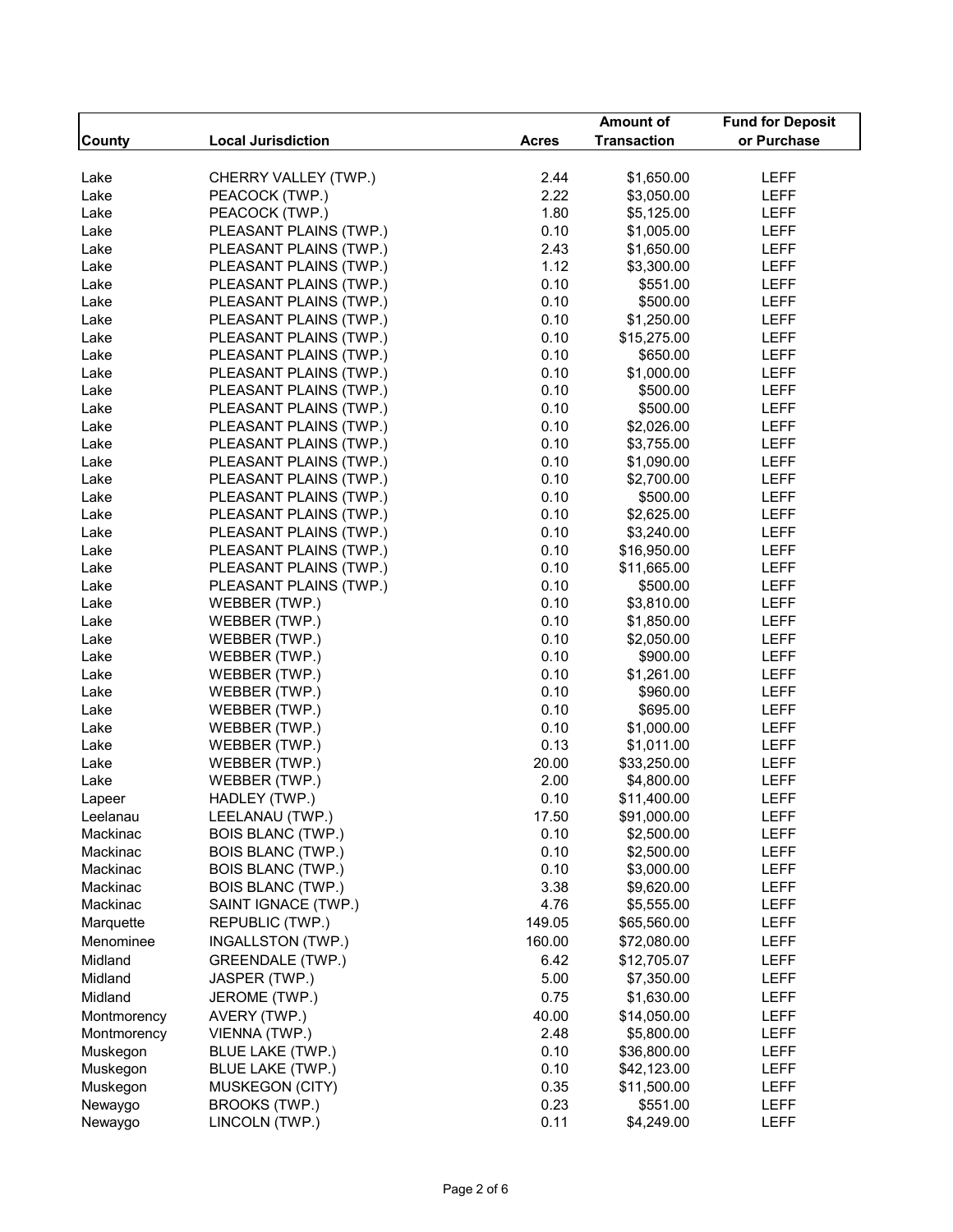| County | Local Jurisdiction | Acres | Amount of Transaction | Fund for Deposit or Purchase |
|---|---|---|---|---|
| Lake | CHERRY VALLEY (TWP.) | 2.44 | $1,650.00 | LEFF |
| Lake | PEACOCK (TWP.) | 2.22 | $3,050.00 | LEFF |
| Lake | PEACOCK (TWP.) | 1.80 | $5,125.00 | LEFF |
| Lake | PLEASANT PLAINS (TWP.) | 0.10 | $1,005.00 | LEFF |
| Lake | PLEASANT PLAINS (TWP.) | 2.43 | $1,650.00 | LEFF |
| Lake | PLEASANT PLAINS (TWP.) | 1.12 | $3,300.00 | LEFF |
| Lake | PLEASANT PLAINS (TWP.) | 0.10 | $551.00 | LEFF |
| Lake | PLEASANT PLAINS (TWP.) | 0.10 | $500.00 | LEFF |
| Lake | PLEASANT PLAINS (TWP.) | 0.10 | $1,250.00 | LEFF |
| Lake | PLEASANT PLAINS (TWP.) | 0.10 | $15,275.00 | LEFF |
| Lake | PLEASANT PLAINS (TWP.) | 0.10 | $650.00 | LEFF |
| Lake | PLEASANT PLAINS (TWP.) | 0.10 | $1,000.00 | LEFF |
| Lake | PLEASANT PLAINS (TWP.) | 0.10 | $500.00 | LEFF |
| Lake | PLEASANT PLAINS (TWP.) | 0.10 | $500.00 | LEFF |
| Lake | PLEASANT PLAINS (TWP.) | 0.10 | $2,026.00 | LEFF |
| Lake | PLEASANT PLAINS (TWP.) | 0.10 | $3,755.00 | LEFF |
| Lake | PLEASANT PLAINS (TWP.) | 0.10 | $1,090.00 | LEFF |
| Lake | PLEASANT PLAINS (TWP.) | 0.10 | $2,700.00 | LEFF |
| Lake | PLEASANT PLAINS (TWP.) | 0.10 | $500.00 | LEFF |
| Lake | PLEASANT PLAINS (TWP.) | 0.10 | $2,625.00 | LEFF |
| Lake | PLEASANT PLAINS (TWP.) | 0.10 | $3,240.00 | LEFF |
| Lake | PLEASANT PLAINS (TWP.) | 0.10 | $16,950.00 | LEFF |
| Lake | PLEASANT PLAINS (TWP.) | 0.10 | $11,665.00 | LEFF |
| Lake | PLEASANT PLAINS (TWP.) | 0.10 | $500.00 | LEFF |
| Lake | WEBBER (TWP.) | 0.10 | $3,810.00 | LEFF |
| Lake | WEBBER (TWP.) | 0.10 | $1,850.00 | LEFF |
| Lake | WEBBER (TWP.) | 0.10 | $2,050.00 | LEFF |
| Lake | WEBBER (TWP.) | 0.10 | $900.00 | LEFF |
| Lake | WEBBER (TWP.) | 0.10 | $1,261.00 | LEFF |
| Lake | WEBBER (TWP.) | 0.10 | $960.00 | LEFF |
| Lake | WEBBER (TWP.) | 0.10 | $695.00 | LEFF |
| Lake | WEBBER (TWP.) | 0.10 | $1,000.00 | LEFF |
| Lake | WEBBER (TWP.) | 0.13 | $1,011.00 | LEFF |
| Lake | WEBBER (TWP.) | 20.00 | $33,250.00 | LEFF |
| Lake | WEBBER (TWP.) | 2.00 | $4,800.00 | LEFF |
| Lapeer | HADLEY (TWP.) | 0.10 | $11,400.00 | LEFF |
| Leelanau | LEELANAU (TWP.) | 17.50 | $91,000.00 | LEFF |
| Mackinac | BOIS BLANC (TWP.) | 0.10 | $2,500.00 | LEFF |
| Mackinac | BOIS BLANC (TWP.) | 0.10 | $2,500.00 | LEFF |
| Mackinac | BOIS BLANC (TWP.) | 0.10 | $3,000.00 | LEFF |
| Mackinac | BOIS BLANC (TWP.) | 3.38 | $9,620.00 | LEFF |
| Mackinac | SAINT IGNACE (TWP.) | 4.76 | $5,555.00 | LEFF |
| Marquette | REPUBLIC (TWP.) | 149.05 | $65,560.00 | LEFF |
| Menominee | INGALLSTON (TWP.) | 160.00 | $72,080.00 | LEFF |
| Midland | GREENDALE (TWP.) | 6.42 | $12,705.07 | LEFF |
| Midland | JASPER (TWP.) | 5.00 | $7,350.00 | LEFF |
| Midland | JEROME (TWP.) | 0.75 | $1,630.00 | LEFF |
| Montmorency | AVERY (TWP.) | 40.00 | $14,050.00 | LEFF |
| Montmorency | VIENNA (TWP.) | 2.48 | $5,800.00 | LEFF |
| Muskegon | BLUE LAKE (TWP.) | 0.10 | $36,800.00 | LEFF |
| Muskegon | BLUE LAKE (TWP.) | 0.10 | $42,123.00 | LEFF |
| Muskegon | MUSKEGON (CITY) | 0.35 | $11,500.00 | LEFF |
| Newaygo | BROOKS (TWP.) | 0.23 | $551.00 | LEFF |
| Newaygo | LINCOLN (TWP.) | 0.11 | $4,249.00 | LEFF |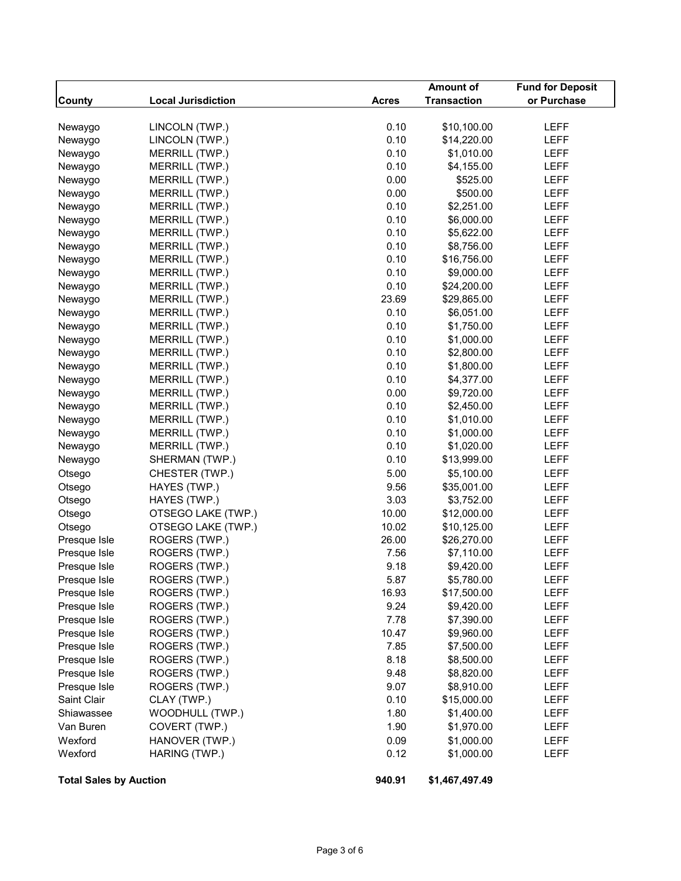| County | Local Jurisdiction | Acres | Amount of Transaction | Fund for Deposit or Purchase |
|---|---|---|---|---|
| Newaygo | LINCOLN (TWP.) | 0.10 | $10,100.00 | LEFF |
| Newaygo | LINCOLN (TWP.) | 0.10 | $14,220.00 | LEFF |
| Newaygo | MERRILL (TWP.) | 0.10 | $1,010.00 | LEFF |
| Newaygo | MERRILL (TWP.) | 0.10 | $4,155.00 | LEFF |
| Newaygo | MERRILL (TWP.) | 0.00 | $525.00 | LEFF |
| Newaygo | MERRILL (TWP.) | 0.00 | $500.00 | LEFF |
| Newaygo | MERRILL (TWP.) | 0.10 | $2,251.00 | LEFF |
| Newaygo | MERRILL (TWP.) | 0.10 | $6,000.00 | LEFF |
| Newaygo | MERRILL (TWP.) | 0.10 | $5,622.00 | LEFF |
| Newaygo | MERRILL (TWP.) | 0.10 | $8,756.00 | LEFF |
| Newaygo | MERRILL (TWP.) | 0.10 | $16,756.00 | LEFF |
| Newaygo | MERRILL (TWP.) | 0.10 | $9,000.00 | LEFF |
| Newaygo | MERRILL (TWP.) | 0.10 | $24,200.00 | LEFF |
| Newaygo | MERRILL (TWP.) | 23.69 | $29,865.00 | LEFF |
| Newaygo | MERRILL (TWP.) | 0.10 | $6,051.00 | LEFF |
| Newaygo | MERRILL (TWP.) | 0.10 | $1,750.00 | LEFF |
| Newaygo | MERRILL (TWP.) | 0.10 | $1,000.00 | LEFF |
| Newaygo | MERRILL (TWP.) | 0.10 | $2,800.00 | LEFF |
| Newaygo | MERRILL (TWP.) | 0.10 | $1,800.00 | LEFF |
| Newaygo | MERRILL (TWP.) | 0.10 | $4,377.00 | LEFF |
| Newaygo | MERRILL (TWP.) | 0.00 | $9,720.00 | LEFF |
| Newaygo | MERRILL (TWP.) | 0.10 | $2,450.00 | LEFF |
| Newaygo | MERRILL (TWP.) | 0.10 | $1,010.00 | LEFF |
| Newaygo | MERRILL (TWP.) | 0.10 | $1,000.00 | LEFF |
| Newaygo | MERRILL (TWP.) | 0.10 | $1,020.00 | LEFF |
| Newaygo | SHERMAN (TWP.) | 0.10 | $13,999.00 | LEFF |
| Otsego | CHESTER (TWP.) | 5.00 | $5,100.00 | LEFF |
| Otsego | HAYES (TWP.) | 9.56 | $35,001.00 | LEFF |
| Otsego | HAYES (TWP.) | 3.03 | $3,752.00 | LEFF |
| Otsego | OTSEGO LAKE (TWP.) | 10.00 | $12,000.00 | LEFF |
| Otsego | OTSEGO LAKE (TWP.) | 10.02 | $10,125.00 | LEFF |
| Presque Isle | ROGERS (TWP.) | 26.00 | $26,270.00 | LEFF |
| Presque Isle | ROGERS (TWP.) | 7.56 | $7,110.00 | LEFF |
| Presque Isle | ROGERS (TWP.) | 9.18 | $9,420.00 | LEFF |
| Presque Isle | ROGERS (TWP.) | 5.87 | $5,780.00 | LEFF |
| Presque Isle | ROGERS (TWP.) | 16.93 | $17,500.00 | LEFF |
| Presque Isle | ROGERS (TWP.) | 9.24 | $9,420.00 | LEFF |
| Presque Isle | ROGERS (TWP.) | 7.78 | $7,390.00 | LEFF |
| Presque Isle | ROGERS (TWP.) | 10.47 | $9,960.00 | LEFF |
| Presque Isle | ROGERS (TWP.) | 7.85 | $7,500.00 | LEFF |
| Presque Isle | ROGERS (TWP.) | 8.18 | $8,500.00 | LEFF |
| Presque Isle | ROGERS (TWP.) | 9.48 | $8,820.00 | LEFF |
| Presque Isle | ROGERS (TWP.) | 9.07 | $8,910.00 | LEFF |
| Saint Clair | CLAY (TWP.) | 0.10 | $15,000.00 | LEFF |
| Shiawassee | WOODHULL (TWP.) | 1.80 | $1,400.00 | LEFF |
| Van Buren | COVERT (TWP.) | 1.90 | $1,970.00 | LEFF |
| Wexford | HANOVER (TWP.) | 0.09 | $1,000.00 | LEFF |
| Wexford | HARING (TWP.) | 0.12 | $1,000.00 | LEFF |
| **Total Sales by Auction** | | **940.91** | **$1,467,497.49** | |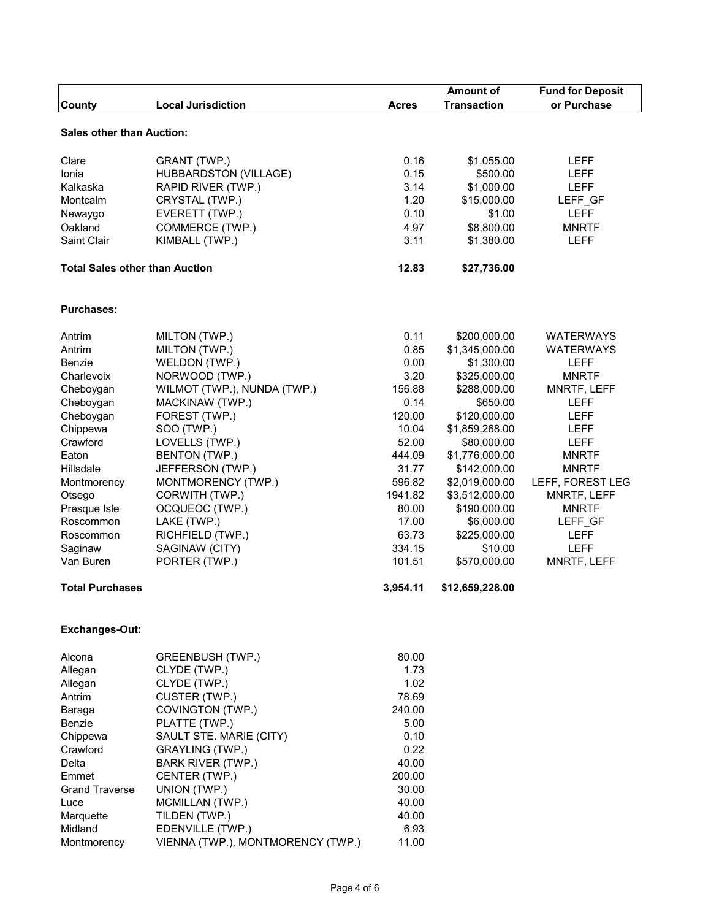| County | Local Jurisdiction | Acres | Amount of Transaction | Fund for Deposit or Purchase |
|---|---|---|---|---|
| **Sales other than Auction:** | | | | |
| Clare | GRANT (TWP.) | 0.16 | $1,055.00 | LEFF |
| Ionia | HUBBARDSTON (VILLAGE) | 0.15 | $500.00 | LEFF |
| Kalkaska | RAPID RIVER (TWP.) | 3.14 | $1,000.00 | LEFF |
| Montcalm | CRYSTAL (TWP.) | 1.20 | $15,000.00 | LEFF_GF |
| Newaygo | EVERETT (TWP.) | 0.10 | $1.00 | LEFF |
| Oakland | COMMERCE (TWP.) | 4.97 | $8,800.00 | MNRTF |
| Saint Clair | KIMBALL (TWP.) | 3.11 | $1,380.00 | LEFF |
| **Total Sales other than Auction** | | **12.83** | **$27,736.00** | |
| **Purchases:** | | | | |
| Antrim | MILTON (TWP.) | 0.11 | $200,000.00 | WATERWAYS |
| Antrim | MILTON (TWP.) | 0.85 | $1,345,000.00 | WATERWAYS |
| Benzie | WELDON (TWP.) | 0.00 | $1,300.00 | LEFF |
| Charlevoix | NORWOOD (TWP.) | 3.20 | $325,000.00 | MNRTF |
| Cheboygan | WILMOT (TWP.), NUNDA (TWP.) | 156.88 | $288,000.00 | MNRTF, LEFF |
| Cheboygan | MACKINAW (TWP.) | 0.14 | $650.00 | LEFF |
| Cheboygan | FOREST (TWP.) | 120.00 | $120,000.00 | LEFF |
| Chippewa | SOO (TWP.) | 10.04 | $1,859,268.00 | LEFF |
| Crawford | LOVELLS (TWP.) | 52.00 | $80,000.00 | LEFF |
| Eaton | BENTON (TWP.) | 444.09 | $1,776,000.00 | MNRTF |
| Hillsdale | JEFFERSON (TWP.) | 31.77 | $142,000.00 | MNRTF |
| Montmorency | MONTMORENCY (TWP.) | 596.82 | $2,019,000.00 | LEFF, FOREST LEG |
| Otsego | CORWITH (TWP.) | 1941.82 | $3,512,000.00 | MNRTF, LEFF |
| Presque Isle | OCQUEOC (TWP.) | 80.00 | $190,000.00 | MNRTF |
| Roscommon | LAKE (TWP.) | 17.00 | $6,000.00 | LEFF_GF |
| Roscommon | RICHFIELD (TWP.) | 63.73 | $225,000.00 | LEFF |
| Saginaw | SAGINAW (CITY) | 334.15 | $10.00 | LEFF |
| Van Buren | PORTER (TWP.) | 101.51 | $570,000.00 | MNRTF, LEFF |
| **Total Purchases** | | **3,954.11** | **$12,659,228.00** | |
| **Exchanges-Out:** | | | | |
| Alcona | GREENBUSH (TWP.) | 80.00 | | |
| Allegan | CLYDE (TWP.) | 1.73 | | |
| Allegan | CLYDE (TWP.) | 1.02 | | |
| Antrim | CUSTER (TWP.) | 78.69 | | |
| Baraga | COVINGTON (TWP.) | 240.00 | | |
| Benzie | PLATTE (TWP.) | 5.00 | | |
| Chippewa | SAULT STE. MARIE (CITY) | 0.10 | | |
| Crawford | GRAYLING (TWP.) | 0.22 | | |
| Delta | BARK RIVER (TWP.) | 40.00 | | |
| Emmet | CENTER (TWP.) | 200.00 | | |
| Grand Traverse | UNION (TWP.) | 30.00 | | |
| Luce | MCMILLAN (TWP.) | 40.00 | | |
| Marquette | TILDEN (TWP.) | 40.00 | | |
| Midland | EDENVILLE (TWP.) | 6.93 | | |
| Montmorency | VIENNA (TWP.), MONTMORENCY (TWP.) | 11.00 | | |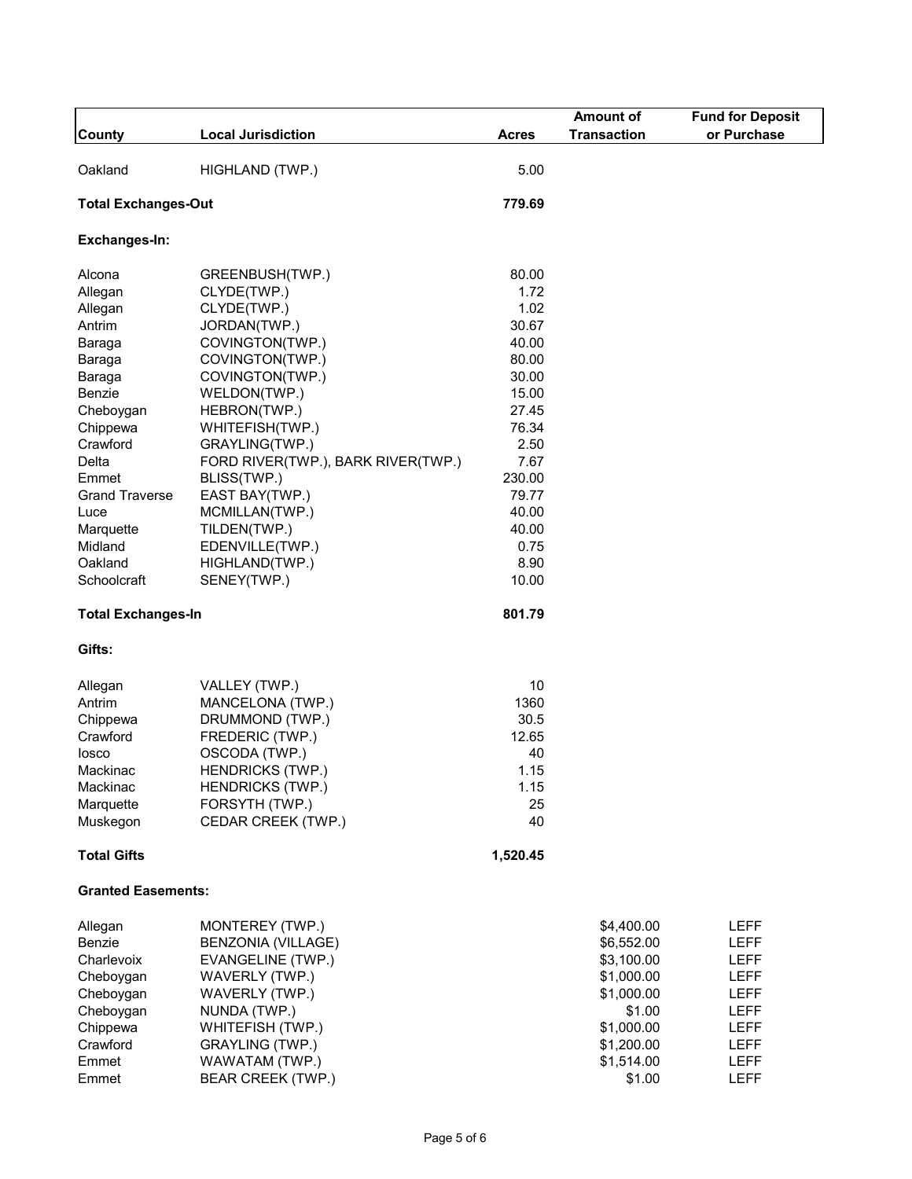| County | Local Jurisdiction | Acres | Amount of Transaction | Fund for Deposit or Purchase |
|---|---|---|---|---|
| Oakland | HIGHLAND (TWP.) | 5.00 | | |
| **Total Exchanges-Out** | | **779.69** | | |
| **Exchanges-In:** | | | | |
| Alcona | GREENBUSH(TWP.) | 80.00 | | |
| Allegan | CLYDE(TWP.) | 1.72 | | |
| Allegan | CLYDE(TWP.) | 1.02 | | |
| Antrim | JORDAN(TWP.) | 30.67 | | |
| Baraga | COVINGTON(TWP.) | 40.00 | | |
| Baraga | COVINGTON(TWP.) | 80.00 | | |
| Baraga | COVINGTON(TWP.) | 30.00 | | |
| Benzie | WELDON(TWP.) | 15.00 | | |
| Cheboygan | HEBRON(TWP.) | 27.45 | | |
| Chippewa | WHITEFISH(TWP.) | 76.34 | | |
| Crawford | GRAYLING(TWP.) | 2.50 | | |
| Delta | FORD RIVER(TWP.), BARK RIVER(TWP.) | 7.67 | | |
| Emmet | BLISS(TWP.) | 230.00 | | |
| Grand Traverse | EAST BAY(TWP.) | 79.77 | | |
| Luce | MCMILLAN(TWP.) | 40.00 | | |
| Marquette | TILDEN(TWP.) | 40.00 | | |
| Midland | EDENVILLE(TWP.) | 0.75 | | |
| Oakland | HIGHLAND(TWP.) | 8.90 | | |
| Schoolcraft | SENEY(TWP.) | 10.00 | | |
| **Total Exchanges-In** | | **801.79** | | |
| **Gifts:** | | | | |
| Allegan | VALLEY (TWP.) | 10 | | |
| Antrim | MANCELONA (TWP.) | 1360 | | |
| Chippewa | DRUMMOND (TWP.) | 30.5 | | |
| Crawford | FREDERIC (TWP.) | 12.65 | | |
| Iosco | OSCODA (TWP.) | 40 | | |
| Mackinac | HENDRICKS (TWP.) | 1.15 | | |
| Mackinac | HENDRICKS (TWP.) | 1.15 | | |
| Marquette | FORSYTH (TWP.) | 25 | | |
| Muskegon | CEDAR CREEK (TWP.) | 40 | | |
| **Total Gifts** | | **1,520.45** | | |
| **Granted Easements:** | | | | |
| Allegan | MONTEREY (TWP.) | | $4,400.00 | LEFF |
| Benzie | BENZONIA (VILLAGE) | | $6,552.00 | LEFF |
| Charlevoix | EVANGELINE (TWP.) | | $3,100.00 | LEFF |
| Cheboygan | WAVERLY (TWP.) | | $1,000.00 | LEFF |
| Cheboygan | WAVERLY (TWP.) | | $1,000.00 | LEFF |
| Cheboygan | NUNDA (TWP.) | | $1.00 | LEFF |
| Chippewa | WHITEFISH (TWP.) | | $1,000.00 | LEFF |
| Crawford | GRAYLING (TWP.) | | $1,200.00 | LEFF |
| Emmet | WAWATAM (TWP.) | | $1,514.00 | LEFF |
| Emmet | BEAR CREEK (TWP.) | | $1.00 | LEFF |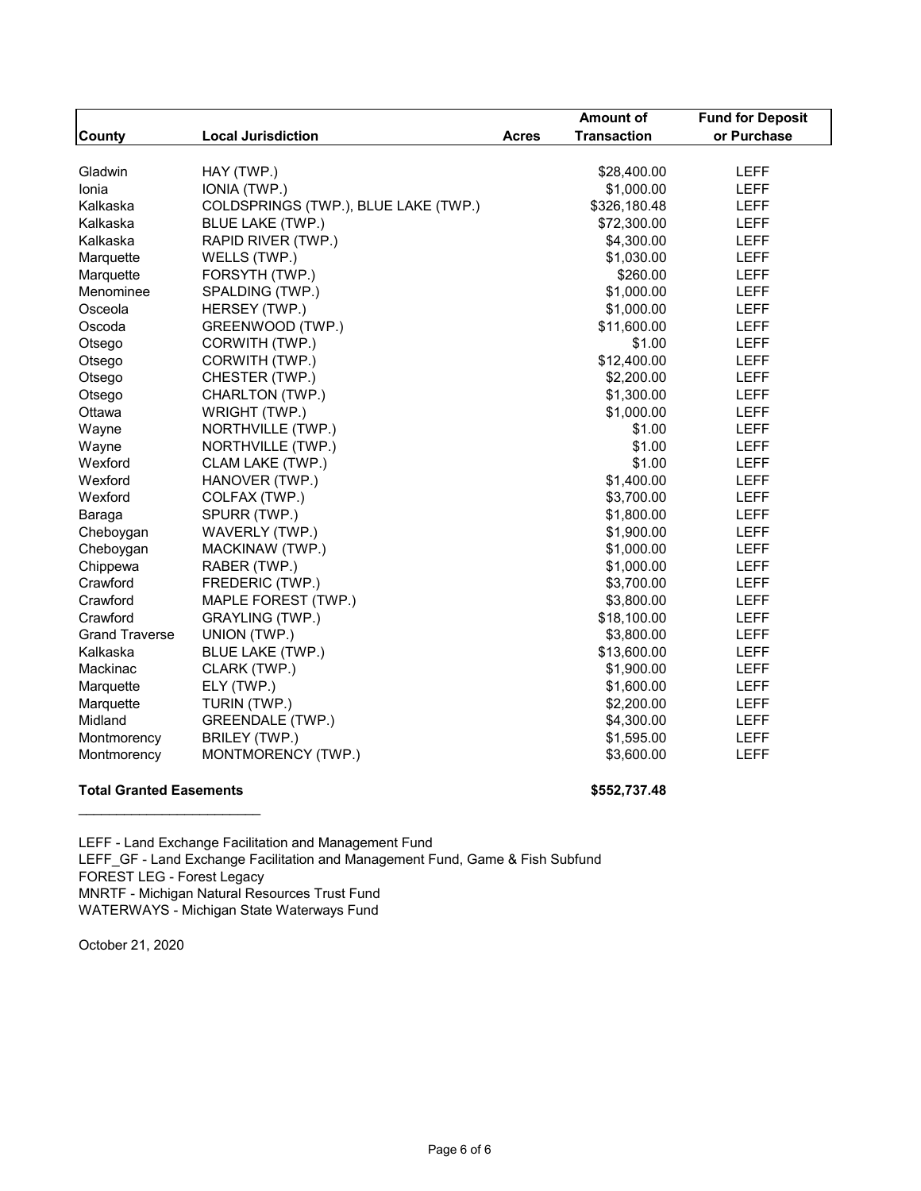| County | Local Jurisdiction | Acres | Amount of Transaction | Fund for Deposit or Purchase |
|---|---|---|---|---|
| Gladwin | HAY (TWP.) | | $28,400.00 | LEFF |
| Ionia | IONIA (TWP.) | | $1,000.00 | LEFF |
| Kalkaska | COLDSPRINGS (TWP.), BLUE LAKE (TWP.) | | $326,180.48 | LEFF |
| Kalkaska | BLUE LAKE (TWP.) | | $72,300.00 | LEFF |
| Kalkaska | RAPID RIVER (TWP.) | | $4,300.00 | LEFF |
| Marquette | WELLS (TWP.) | | $1,030.00 | LEFF |
| Marquette | FORSYTH (TWP.) | | $260.00 | LEFF |
| Menominee | SPALDING (TWP.) | | $1,000.00 | LEFF |
| Osceola | HERSEY (TWP.) | | $1,000.00 | LEFF |
| Oscoda | GREENWOOD (TWP.) | | $11,600.00 | LEFF |
| Otsego | CORWITH (TWP.) | | $1.00 | LEFF |
| Otsego | CORWITH (TWP.) | | $12,400.00 | LEFF |
| Otsego | CHESTER (TWP.) | | $2,200.00 | LEFF |
| Otsego | CHARLTON (TWP.) | | $1,300.00 | LEFF |
| Ottawa | WRIGHT (TWP.) | | $1,000.00 | LEFF |
| Wayne | NORTHVILLE (TWP.) | | $1.00 | LEFF |
| Wayne | NORTHVILLE (TWP.) | | $1.00 | LEFF |
| Wexford | CLAM LAKE (TWP.) | | $1.00 | LEFF |
| Wexford | HANOVER (TWP.) | | $1,400.00 | LEFF |
| Wexford | COLFAX (TWP.) | | $3,700.00 | LEFF |
| Baraga | SPURR (TWP.) | | $1,800.00 | LEFF |
| Cheboygan | WAVERLY (TWP.) | | $1,900.00 | LEFF |
| Cheboygan | MACKINAW (TWP.) | | $1,000.00 | LEFF |
| Chippewa | RABER (TWP.) | | $1,000.00 | LEFF |
| Crawford | FREDERIC (TWP.) | | $3,700.00 | LEFF |
| Crawford | MAPLE FOREST (TWP.) | | $3,800.00 | LEFF |
| Crawford | GRAYLING (TWP.) | | $18,100.00 | LEFF |
| Grand Traverse | UNION (TWP.) | | $3,800.00 | LEFF |
| Kalkaska | BLUE LAKE (TWP.) | | $13,600.00 | LEFF |
| Mackinac | CLARK (TWP.) | | $1,900.00 | LEFF |
| Marquette | ELY (TWP.) | | $1,600.00 | LEFF |
| Marquette | TURIN (TWP.) | | $2,200.00 | LEFF |
| Midland | GREENDALE (TWP.) | | $4,300.00 | LEFF |
| Montmorency | BRILEY (TWP.) | | $1,595.00 | LEFF |
| Montmorency | MONTMORENCY (TWP.) | | $3,600.00 | LEFF |
| **Total Granted Easements** | | | **$552,737.48** | |

LEFF - Land Exchange Facilitation and Management Fund
LEFF_GF - Land Exchange Facilitation and Management Fund, Game & Fish Subfund
FOREST LEG - Forest Legacy
MNRTF - Michigan Natural Resources Trust Fund
WATERWAYS - Michigan State Waterways Fund

October 21, 2020